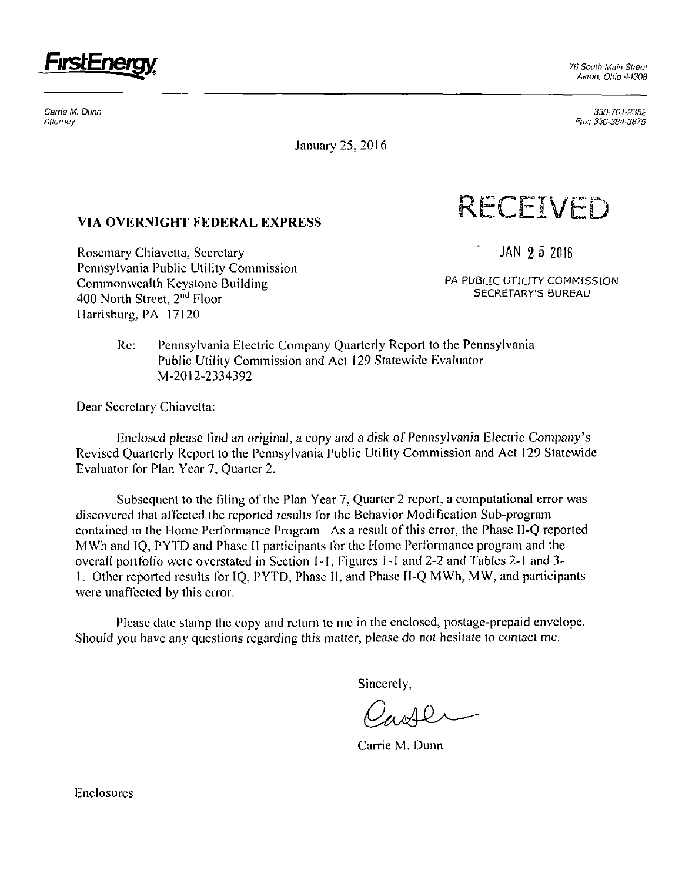**FirstEnergy**

76 South Main Street
Akron, Ohio 44308

Carrie M. Dunn
Attorney

330-761-2352
Fax: 330-384-3875

January 25, 2016

**VIA OVERNIGHT FEDERAL EXPRESS**

RECEIVED

JAN 25 2016

PA PUBLIC UTILITY COMMISSION
SECRETARY'S BUREAU

Rosemary Chiavetta, Secretary
Pennsylvania Public Utility Commission
Commonwealth Keystone Building
400 North Street, 2nd Floor
Harrisburg, PA 17120

Re: Pennsylvania Electric Company Quarterly Report to the Pennsylvania Public Utility Commission and Act 129 Statewide Evaluator
M-2012-2334392

Dear Secretary Chiavetta:

Enclosed please find an original, a copy and a disk of Pennsylvania Electric Company's Revised Quarterly Report to the Pennsylvania Public Utility Commission and Act 129 Statewide Evaluator for Plan Year 7, Quarter 2.

Subsequent to the filing of the Plan Year 7, Quarter 2 report, a computational error was discovered that affected the reported results for the Behavior Modification Sub-program contained in the Home Performance Program. As a result of this error, the Phase II-Q reported MWh and IQ, PYTD and Phase II participants for the Home Performance program and the overall portfolio were overstated in Section 1-1, Figures 1-1 and 2-2 and Tables 2-1 and 3-1. Other reported results for IQ, PYTD, Phase II, and Phase II-Q MWh, MW, and participants were unaffected by this error.

Please date stamp the copy and return to me in the enclosed, postage-prepaid envelope. Should you have any questions regarding this matter, please do not hesitate to contact me.

Sincerely,

Carrie M. Dunn

Enclosures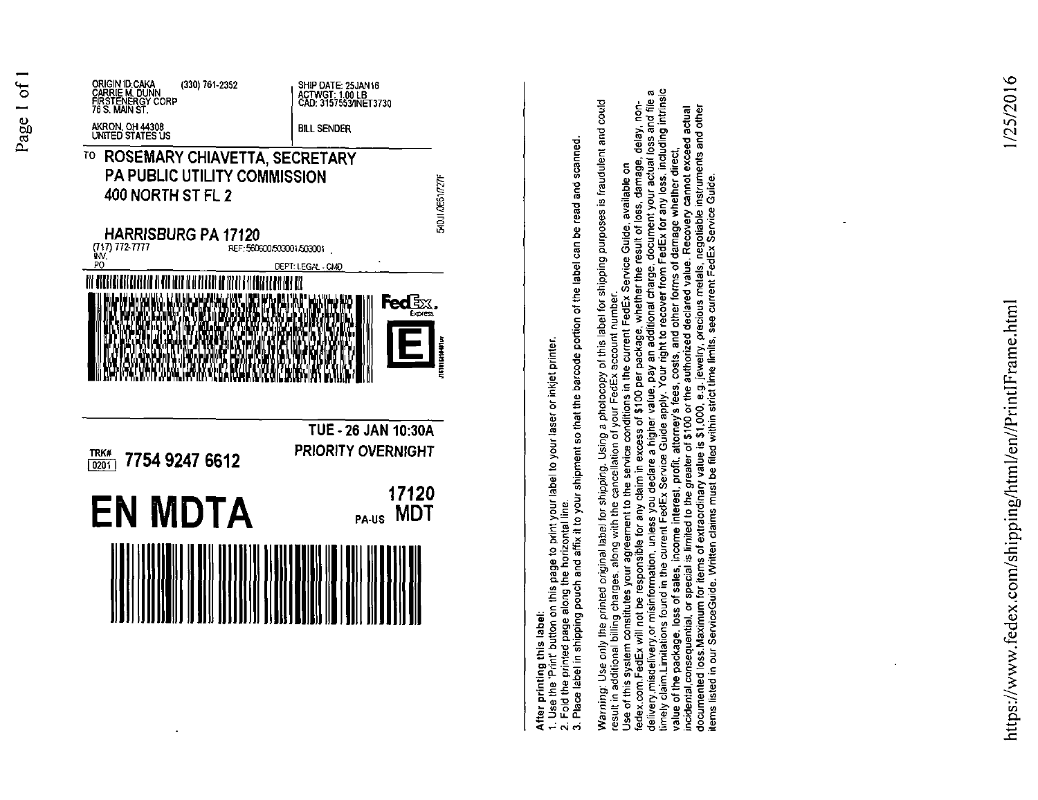ORIGIN ID:CAKA (330) 761-2352
CARRIE M. DUNN
FIRSTENERGY CORP
76 S. MAIN ST.

AKRON, OH 44308
UNITED STATES US

SHIP DATE: 25JAN16
ACTWGT: 1.00 LB
CAD: 3157553/INET3730

BILL SENDER

TO ROSEMARY CHIAVETTA, SECRETARY
PA PUBLIC UTILITY COMMISSION
400 NORTH ST FL 2

HARRISBURG PA 17120
(717) 772-7777 REF: 560600503001/503001
INV.
PO DEPT: LEGAL - CMD

540J1/0E51/727F

FedEx Express

E

TUE - 26 JAN 10:30A
PRIORITY OVERNIGHT

TRK# 0201 7754 9247 6612

EN MDTA

17120
PA-US MDT

After printing this label:
1. Use the 'Print' button on this page to print your label to your laser or inkjet printer.
2. Fold the printed page along the horizontal line.
3. Place label in shipping pouch and affix it to your shipment so that the barcode portion of the label can be read and scanned.

Warning: Use only the printed original label for shipping. Using a photocopy of this label for shipping purposes is fraudulent and could result in additional billing charges, along with the cancellation of your FedEx account number.
Use of this system constitutes your agreement to the service conditions in the current FedEx Service Guide, available on fedex.com.FedEx will not be responsible for any claim in excess of $100 per package, whether the result of loss, damage, delay, non-delivery,misdelivery,or misinformation, unless you declare a higher value, pay an additional charge, document your actual loss and file a timely claim.Limitations found in the current FedEx Service Guide apply. Your right to recover from FedEx for any loss, including intrinsic value of the package, loss of sales, income interest, profit, attorney's fees, costs, and other forms of damage whether direct, incidental,consequential, or special is limited to the greater of $100 or the authorized declared value. Recovery cannot exceed actual documented loss.Maximum for items of extraordinary value is $1,000, e.g. jewelry, precious metals, negotiable instruments and other items listed in our ServiceGuide. Written claims must be filed within strict time limits, see current FedEx Service Guide.

https://www.fedex.com/shipping/html/en//PrintIFrame.html